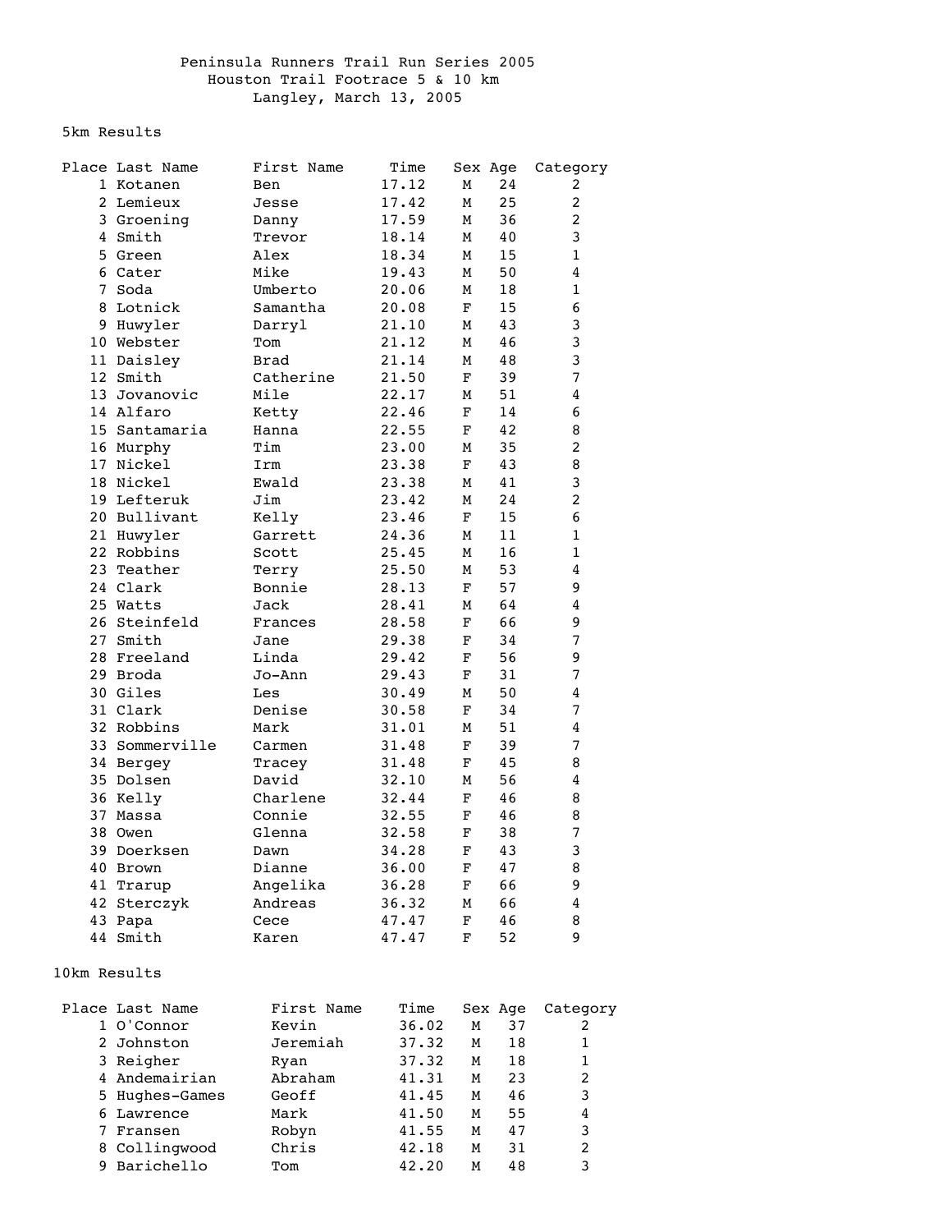# Peninsula Runners Trail Run Series 2005

## Houston Trail Footrace 5 & 10 km

Langley, March 13, 2005

### 5km Results

| Place | Last Name | First Name | Time | Sex | Age | Category |
|---|---|---|---|---|---|---|
| 1 | Kotanen | Ben | 17.12 | M | 24 | 2 |
| 2 | Lemieux | Jesse | 17.42 | M | 25 | 2 |
| 3 | Groening | Danny | 17.59 | M | 36 | 2 |
| 4 | Smith | Trevor | 18.14 | M | 40 | 3 |
| 5 | Green | Alex | 18.34 | M | 15 | 1 |
| 6 | Cater | Mike | 19.43 | M | 50 | 4 |
| 7 | Soda | Umberto | 20.06 | M | 18 | 1 |
| 8 | Lotnick | Samantha | 20.08 | F | 15 | 6 |
| 9 | Huwyler | Darryl | 21.10 | M | 43 | 3 |
| 10 | Webster | Tom | 21.12 | M | 46 | 3 |
| 11 | Daisley | Brad | 21.14 | M | 48 | 3 |
| 12 | Smith | Catherine | 21.50 | F | 39 | 7 |
| 13 | Jovanovic | Mile | 22.17 | M | 51 | 4 |
| 14 | Alfaro | Ketty | 22.46 | F | 14 | 6 |
| 15 | Santamaria | Hanna | 22.55 | F | 42 | 8 |
| 16 | Murphy | Tim | 23.00 | M | 35 | 2 |
| 17 | Nickel | Irm | 23.38 | F | 43 | 8 |
| 18 | Nickel | Ewald | 23.38 | M | 41 | 3 |
| 19 | Lefteruk | Jim | 23.42 | M | 24 | 2 |
| 20 | Bullivant | Kelly | 23.46 | F | 15 | 6 |
| 21 | Huwyler | Garrett | 24.36 | M | 11 | 1 |
| 22 | Robbins | Scott | 25.45 | M | 16 | 1 |
| 23 | Teather | Terry | 25.50 | M | 53 | 4 |
| 24 | Clark | Bonnie | 28.13 | F | 57 | 9 |
| 25 | Watts | Jack | 28.41 | M | 64 | 4 |
| 26 | Steinfeld | Frances | 28.58 | F | 66 | 9 |
| 27 | Smith | Jane | 29.38 | F | 34 | 7 |
| 28 | Freeland | Linda | 29.42 | F | 56 | 9 |
| 29 | Broda | Jo-Ann | 29.43 | F | 31 | 7 |
| 30 | Giles | Les | 30.49 | M | 50 | 4 |
| 31 | Clark | Denise | 30.58 | F | 34 | 7 |
| 32 | Robbins | Mark | 31.01 | M | 51 | 4 |
| 33 | Sommerville | Carmen | 31.48 | F | 39 | 7 |
| 34 | Bergey | Tracey | 31.48 | F | 45 | 8 |
| 35 | Dolsen | David | 32.10 | M | 56 | 4 |
| 36 | Kelly | Charlene | 32.44 | F | 46 | 8 |
| 37 | Massa | Connie | 32.55 | F | 46 | 8 |
| 38 | Owen | Glenna | 32.58 | F | 38 | 7 |
| 39 | Doerksen | Dawn | 34.28 | F | 43 | 3 |
| 40 | Brown | Dianne | 36.00 | F | 47 | 8 |
| 41 | Trarup | Angelika | 36.28 | F | 66 | 9 |
| 42 | Sterczyk | Andreas | 36.32 | M | 66 | 4 |
| 43 | Papa | Cece | 47.47 | F | 46 | 8 |
| 44 | Smith | Karen | 47.47 | F | 52 | 9 |

### 10km Results

| Place | Last Name | First Name | Time | Sex | Age | Category |
|---|---|---|---|---|---|---|
| 1 | O'Connor | Kevin | 36.02 | M | 37 | 2 |
| 2 | Johnston | Jeremiah | 37.32 | M | 18 | 1 |
| 3 | Reigher | Ryan | 37.32 | M | 18 | 1 |
| 4 | Andemairian | Abraham | 41.31 | M | 23 | 2 |
| 5 | Hughes-Games | Geoff | 41.45 | M | 46 | 3 |
| 6 | Lawrence | Mark | 41.50 | M | 55 | 4 |
| 7 | Fransen | Robyn | 41.55 | M | 47 | 3 |
| 8 | Collingwood | Chris | 42.18 | M | 31 | 2 |
| 9 | Barichello | Tom | 42.20 | M | 48 | 3 |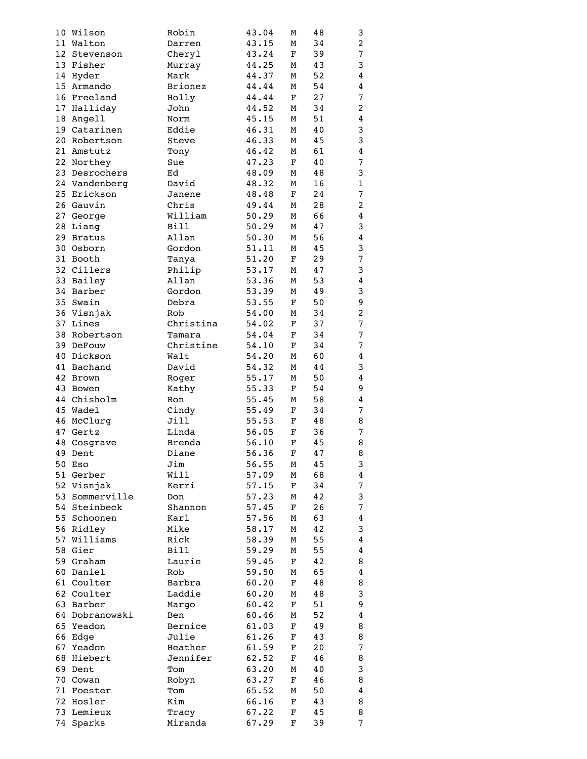| | | | | | | |
|---|---|---|---|---|---|---|
| 10 | Wilson | Robin | 43.04 | M | 48 | 3 |
| 11 | Walton | Darren | 43.15 | M | 34 | 2 |
| 12 | Stevenson | Cheryl | 43.24 | F | 39 | 7 |
| 13 | Fisher | Murray | 44.25 | M | 43 | 3 |
| 14 | Hyder | Mark | 44.37 | M | 52 | 4 |
| 15 | Armando | Brionez | 44.44 | M | 54 | 4 |
| 16 | Freeland | Holly | 44.44 | F | 27 | 7 |
| 17 | Halliday | John | 44.52 | M | 34 | 2 |
| 18 | Angell | Norm | 45.15 | M | 51 | 4 |
| 19 | Catarinen | Eddie | 46.31 | M | 40 | 3 |
| 20 | Robertson | Steve | 46.33 | M | 45 | 3 |
| 21 | Amstutz | Tony | 46.42 | M | 61 | 4 |
| 22 | Northey | Sue | 47.23 | F | 40 | 7 |
| 23 | Desrochers | Ed | 48.09 | M | 48 | 3 |
| 24 | Vandenberg | David | 48.32 | M | 16 | 1 |
| 25 | Erickson | Janene | 48.48 | F | 24 | 7 |
| 26 | Gauvin | Chris | 49.44 | M | 28 | 2 |
| 27 | George | William | 50.29 | M | 66 | 4 |
| 28 | Liang | Bill | 50.29 | M | 47 | 3 |
| 29 | Bratus | Allan | 50.30 | M | 56 | 4 |
| 30 | Osborn | Gordon | 51.11 | M | 45 | 3 |
| 31 | Booth | Tanya | 51.20 | F | 29 | 7 |
| 32 | Cillers | Philip | 53.17 | M | 47 | 3 |
| 33 | Bailey | Allan | 53.36 | M | 53 | 4 |
| 34 | Barber | Gordon | 53.39 | M | 49 | 3 |
| 35 | Swain | Debra | 53.55 | F | 50 | 9 |
| 36 | Visnjak | Rob | 54.00 | M | 34 | 2 |
| 37 | Lines | Christina | 54.02 | F | 37 | 7 |
| 38 | Robertson | Tamara | 54.04 | F | 34 | 7 |
| 39 | DeFouw | Christine | 54.10 | F | 34 | 7 |
| 40 | Dickson | Walt | 54.20 | M | 60 | 4 |
| 41 | Bachand | David | 54.32 | M | 44 | 3 |
| 42 | Brown | Roger | 55.17 | M | 50 | 4 |
| 43 | Bowen | Kathy | 55.33 | F | 54 | 9 |
| 44 | Chisholm | Ron | 55.45 | M | 58 | 4 |
| 45 | Wadel | Cindy | 55.49 | F | 34 | 7 |
| 46 | McClurg | Jill | 55.53 | F | 48 | 8 |
| 47 | Gertz | Linda | 56.05 | F | 36 | 7 |
| 48 | Cosgrave | Brenda | 56.10 | F | 45 | 8 |
| 49 | Dent | Diane | 56.36 | F | 47 | 8 |
| 50 | Eso | Jim | 56.55 | M | 45 | 3 |
| 51 | Gerber | Will | 57.09 | M | 68 | 4 |
| 52 | Visnjak | Kerri | 57.15 | F | 34 | 7 |
| 53 | Sommerville | Don | 57.23 | M | 42 | 3 |
| 54 | Steinbeck | Shannon | 57.45 | F | 26 | 7 |
| 55 | Schoonen | Karl | 57.56 | M | 63 | 4 |
| 56 | Ridley | Mike | 58.17 | M | 42 | 3 |
| 57 | Williams | Rick | 58.39 | M | 55 | 4 |
| 58 | Gier | Bill | 59.29 | M | 55 | 4 |
| 59 | Graham | Laurie | 59.45 | F | 42 | 8 |
| 60 | Daniel | Rob | 59.50 | M | 65 | 4 |
| 61 | Coulter | Barbra | 60.20 | F | 48 | 8 |
| 62 | Coulter | Laddie | 60.20 | M | 48 | 3 |
| 63 | Barber | Margo | 60.42 | F | 51 | 9 |
| 64 | Dobranowski | Ben | 60.46 | M | 52 | 4 |
| 65 | Yeadon | Bernice | 61.03 | F | 49 | 8 |
| 66 | Edge | Julie | 61.26 | F | 43 | 8 |
| 67 | Yeadon | Heather | 61.59 | F | 20 | 7 |
| 68 | Hiebert | Jennifer | 62.52 | F | 46 | 8 |
| 69 | Dent | Tom | 63.20 | M | 40 | 3 |
| 70 | Cowan | Robyn | 63.27 | F | 46 | 8 |
| 71 | Foester | Tom | 65.52 | M | 50 | 4 |
| 72 | Hosler | Kim | 66.16 | F | 43 | 8 |
| 73 | Lemieux | Tracy | 67.22 | F | 45 | 8 |
| 74 | Sparks | Miranda | 67.29 | F | 39 | 7 |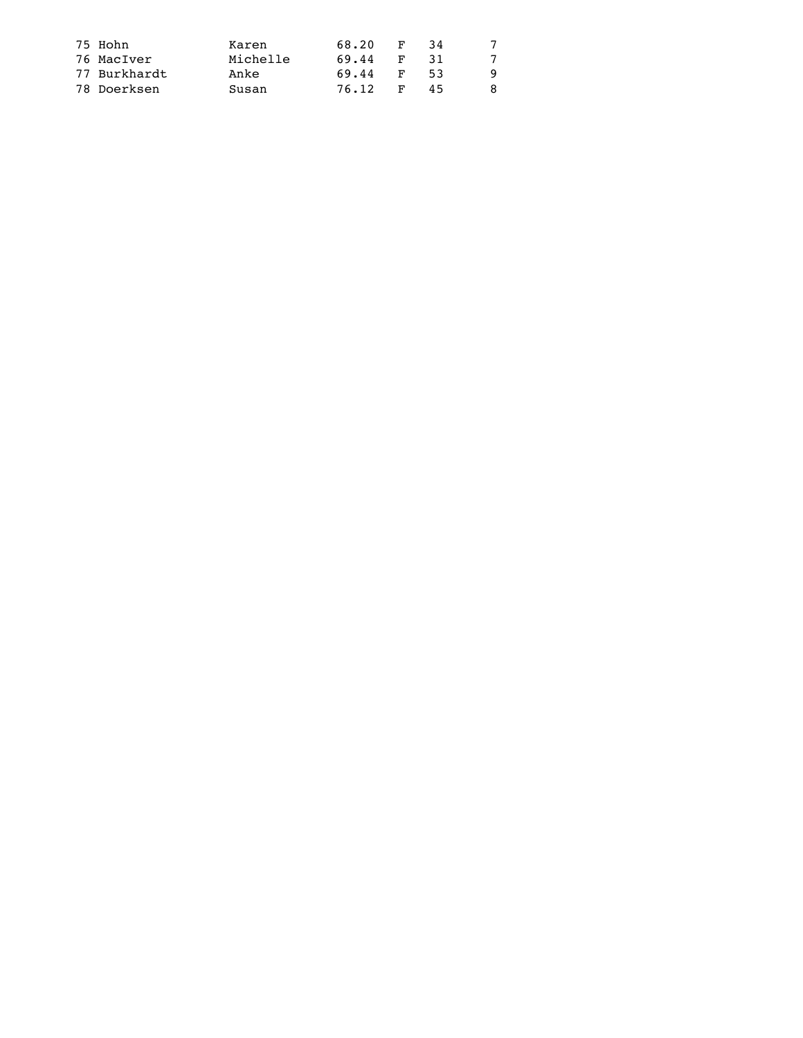| | | | | | | |
|---|---|---|---|---|---|---|
| 75 | Hohn | Karen | 68.20 | F | 34 | 7 |
| 76 | MacIver | Michelle | 69.44 | F | 31 | 7 |
| 77 | Burkhardt | Anke | 69.44 | F | 53 | 9 |
| 78 | Doerksen | Susan | 76.12 | F | 45 | 8 |